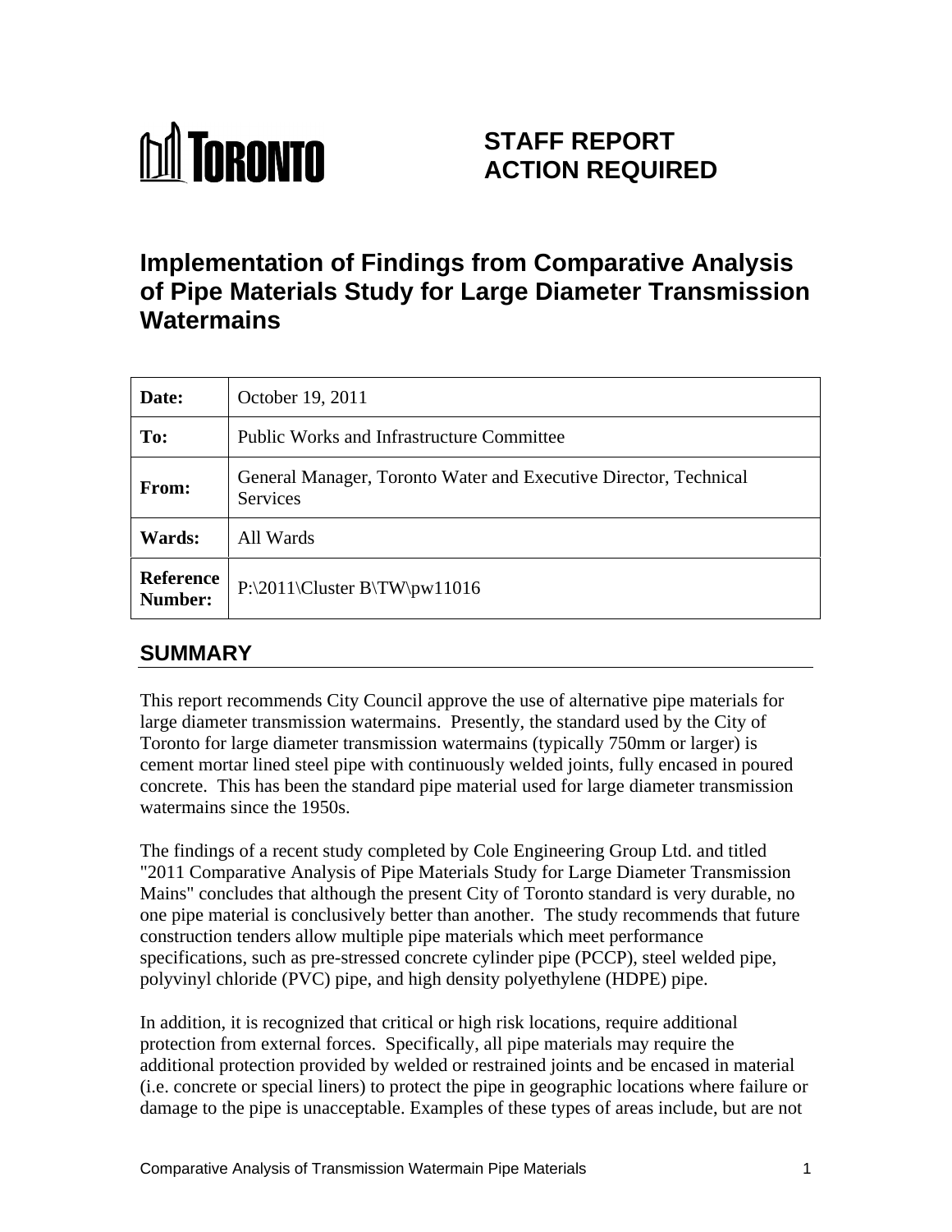TORONTO

# STAFF REPORT
# ACTION REQUIRED

## Implementation of Findings from Comparative Analysis of Pipe Materials Study for Large Diameter Transmission Watermains

| | |
|---|---|
| **Date:** | October 19, 2011 |
| **To:** | Public Works and Infrastructure Committee |
| **From:** | General Manager, Toronto Water and Executive Director, Technical Services |
| **Wards:** | All Wards |
| **Reference Number:** | P:\2011\Cluster B\TW\pw11016 |

## SUMMARY

This report recommends City Council approve the use of alternative pipe materials for large diameter transmission watermains. Presently, the standard used by the City of Toronto for large diameter transmission watermains (typically 750mm or larger) is cement mortar lined steel pipe with continuously welded joints, fully encased in poured concrete. This has been the standard pipe material used for large diameter transmission watermains since the 1950s.

The findings of a recent study completed by Cole Engineering Group Ltd. and titled "2011 Comparative Analysis of Pipe Materials Study for Large Diameter Transmission Mains" concludes that although the present City of Toronto standard is very durable, no one pipe material is conclusively better than another. The study recommends that future construction tenders allow multiple pipe materials which meet performance specifications, such as pre-stressed concrete cylinder pipe (PCCP), steel welded pipe, polyvinyl chloride (PVC) pipe, and high density polyethylene (HDPE) pipe.

In addition, it is recognized that critical or high risk locations, require additional protection from external forces. Specifically, all pipe materials may require the additional protection provided by welded or restrained joints and be encased in material (i.e. concrete or special liners) to protect the pipe in geographic locations where failure or damage to the pipe is unacceptable. Examples of these types of areas include, but are not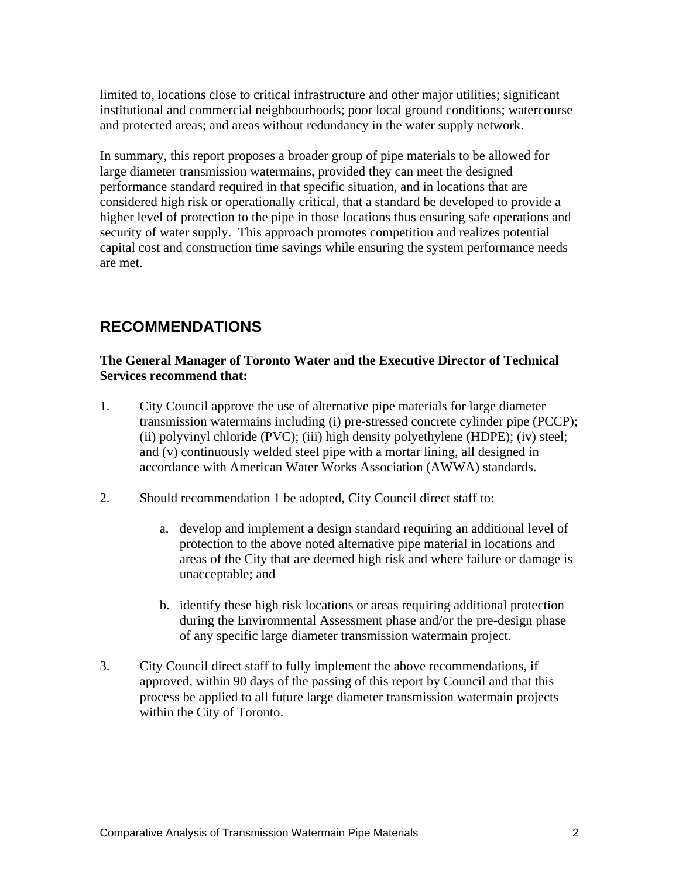limited to, locations close to critical infrastructure and other major utilities; significant institutional and commercial neighbourhoods; poor local ground conditions; watercourse and protected areas; and areas without redundancy in the water supply network.

In summary, this report proposes a broader group of pipe materials to be allowed for large diameter transmission watermains, provided they can meet the designed performance standard required in that specific situation, and in locations that are considered high risk or operationally critical, that a standard be developed to provide a higher level of protection to the pipe in those locations thus ensuring safe operations and security of water supply. This approach promotes competition and realizes potential capital cost and construction time savings while ensuring the system performance needs are met.

## RECOMMENDATIONS

**The General Manager of Toronto Water and the Executive Director of Technical Services recommend that:**

1. City Council approve the use of alternative pipe materials for large diameter transmission watermains including (i) pre-stressed concrete cylinder pipe (PCCP); (ii) polyvinyl chloride (PVC); (iii) high density polyethylene (HDPE); (iv) steel; and (v) continuously welded steel pipe with a mortar lining, all designed in accordance with American Water Works Association (AWWA) standards.

2. Should recommendation 1 be adopted, City Council direct staff to:

   a. develop and implement a design standard requiring an additional level of protection to the above noted alternative pipe material in locations and areas of the City that are deemed high risk and where failure or damage is unacceptable; and

   b. identify these high risk locations or areas requiring additional protection during the Environmental Assessment phase and/or the pre-design phase of any specific large diameter transmission watermain project.

3. City Council direct staff to fully implement the above recommendations, if approved, within 90 days of the passing of this report by Council and that this process be applied to all future large diameter transmission watermain projects within the City of Toronto.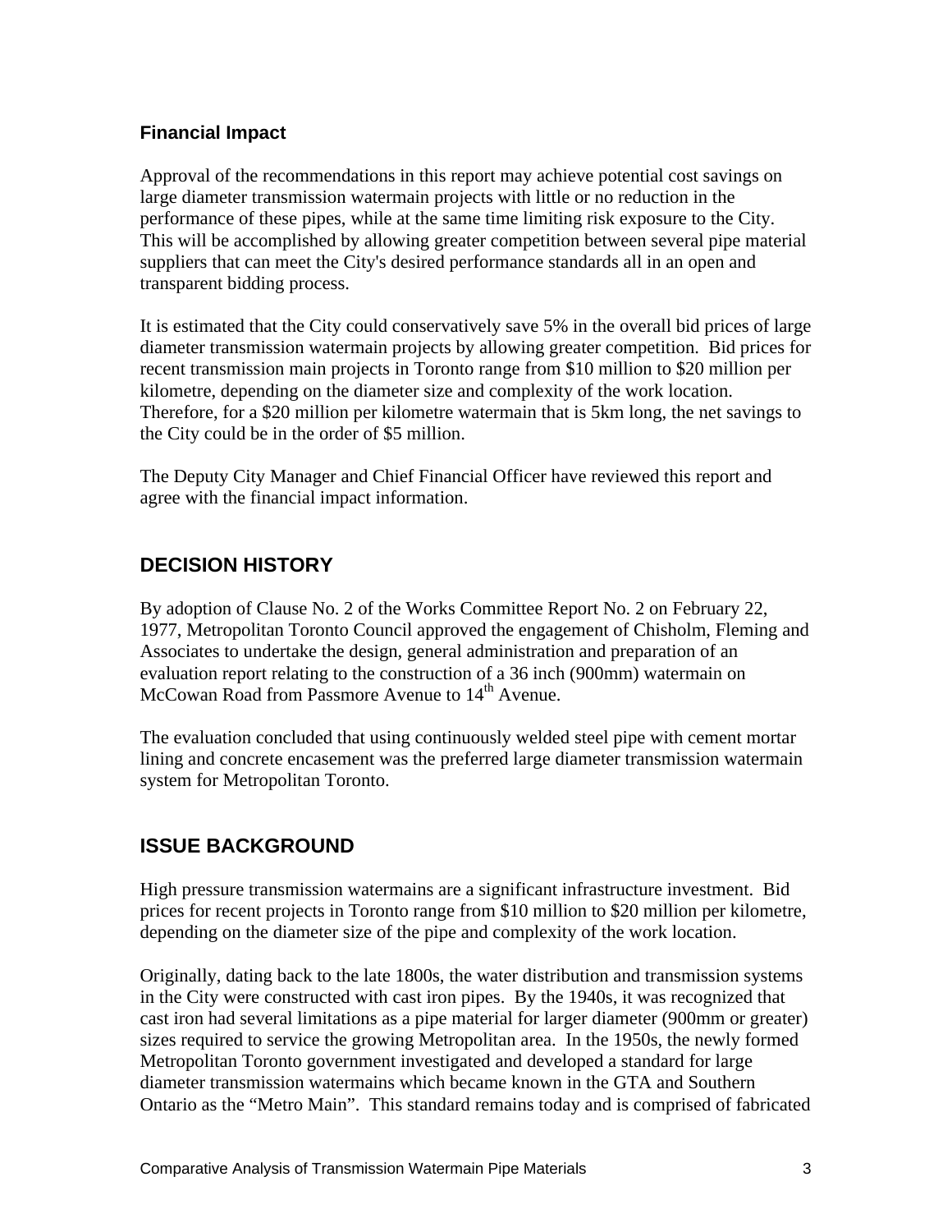### Financial Impact

Approval of the recommendations in this report may achieve potential cost savings on large diameter transmission watermain projects with little or no reduction in the performance of these pipes, while at the same time limiting risk exposure to the City. This will be accomplished by allowing greater competition between several pipe material suppliers that can meet the City's desired performance standards all in an open and transparent bidding process.

It is estimated that the City could conservatively save 5% in the overall bid prices of large diameter transmission watermain projects by allowing greater competition. Bid prices for recent transmission main projects in Toronto range from $10 million to $20 million per kilometre, depending on the diameter size and complexity of the work location. Therefore, for a $20 million per kilometre watermain that is 5km long, the net savings to the City could be in the order of $5 million.

The Deputy City Manager and Chief Financial Officer have reviewed this report and agree with the financial impact information.

## DECISION HISTORY

By adoption of Clause No. 2 of the Works Committee Report No. 2 on February 22, 1977, Metropolitan Toronto Council approved the engagement of Chisholm, Fleming and Associates to undertake the design, general administration and preparation of an evaluation report relating to the construction of a 36 inch (900mm) watermain on McCowan Road from Passmore Avenue to 14th Avenue.

The evaluation concluded that using continuously welded steel pipe with cement mortar lining and concrete encasement was the preferred large diameter transmission watermain system for Metropolitan Toronto.

## ISSUE BACKGROUND

High pressure transmission watermains are a significant infrastructure investment. Bid prices for recent projects in Toronto range from $10 million to $20 million per kilometre, depending on the diameter size of the pipe and complexity of the work location.

Originally, dating back to the late 1800s, the water distribution and transmission systems in the City were constructed with cast iron pipes. By the 1940s, it was recognized that cast iron had several limitations as a pipe material for larger diameter (900mm or greater) sizes required to service the growing Metropolitan area. In the 1950s, the newly formed Metropolitan Toronto government investigated and developed a standard for large diameter transmission watermains which became known in the GTA and Southern Ontario as the "Metro Main". This standard remains today and is comprised of fabricated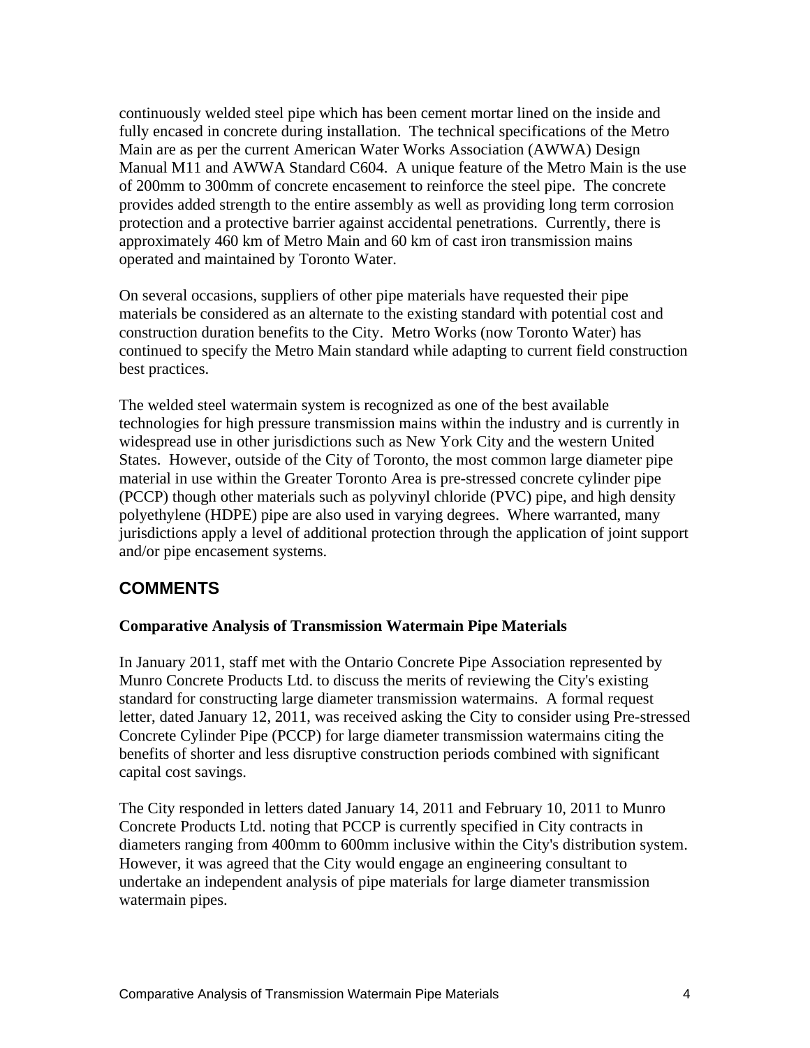continuously welded steel pipe which has been cement mortar lined on the inside and fully encased in concrete during installation. The technical specifications of the Metro Main are as per the current American Water Works Association (AWWA) Design Manual M11 and AWWA Standard C604. A unique feature of the Metro Main is the use of 200mm to 300mm of concrete encasement to reinforce the steel pipe. The concrete provides added strength to the entire assembly as well as providing long term corrosion protection and a protective barrier against accidental penetrations. Currently, there is approximately 460 km of Metro Main and 60 km of cast iron transmission mains operated and maintained by Toronto Water.

On several occasions, suppliers of other pipe materials have requested their pipe materials be considered as an alternate to the existing standard with potential cost and construction duration benefits to the City. Metro Works (now Toronto Water) has continued to specify the Metro Main standard while adapting to current field construction best practices.

The welded steel watermain system is recognized as one of the best available technologies for high pressure transmission mains within the industry and is currently in widespread use in other jurisdictions such as New York City and the western United States. However, outside of the City of Toronto, the most common large diameter pipe material in use within the Greater Toronto Area is pre-stressed concrete cylinder pipe (PCCP) though other materials such as polyvinyl chloride (PVC) pipe, and high density polyethylene (HDPE) pipe are also used in varying degrees. Where warranted, many jurisdictions apply a level of additional protection through the application of joint support and/or pipe encasement systems.

## COMMENTS

### Comparative Analysis of Transmission Watermain Pipe Materials

In January 2011, staff met with the Ontario Concrete Pipe Association represented by Munro Concrete Products Ltd. to discuss the merits of reviewing the City's existing standard for constructing large diameter transmission watermains. A formal request letter, dated January 12, 2011, was received asking the City to consider using Pre-stressed Concrete Cylinder Pipe (PCCP) for large diameter transmission watermains citing the benefits of shorter and less disruptive construction periods combined with significant capital cost savings.

The City responded in letters dated January 14, 2011 and February 10, 2011 to Munro Concrete Products Ltd. noting that PCCP is currently specified in City contracts in diameters ranging from 400mm to 600mm inclusive within the City's distribution system. However, it was agreed that the City would engage an engineering consultant to undertake an independent analysis of pipe materials for large diameter transmission watermain pipes.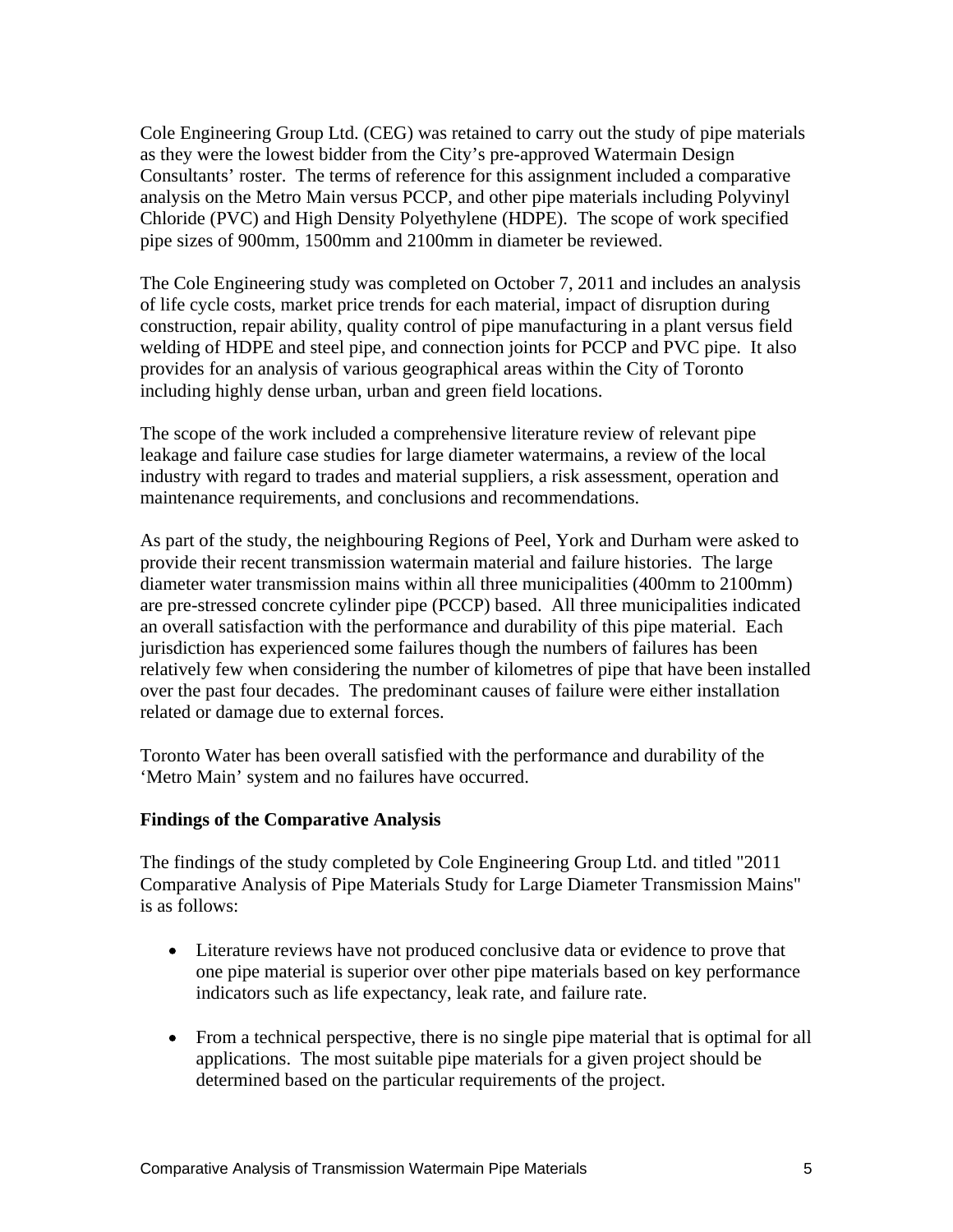Cole Engineering Group Ltd. (CEG) was retained to carry out the study of pipe materials as they were the lowest bidder from the City's pre-approved Watermain Design Consultants' roster. The terms of reference for this assignment included a comparative analysis on the Metro Main versus PCCP, and other pipe materials including Polyvinyl Chloride (PVC) and High Density Polyethylene (HDPE). The scope of work specified pipe sizes of 900mm, 1500mm and 2100mm in diameter be reviewed.

The Cole Engineering study was completed on October 7, 2011 and includes an analysis of life cycle costs, market price trends for each material, impact of disruption during construction, repair ability, quality control of pipe manufacturing in a plant versus field welding of HDPE and steel pipe, and connection joints for PCCP and PVC pipe. It also provides for an analysis of various geographical areas within the City of Toronto including highly dense urban, urban and green field locations.

The scope of the work included a comprehensive literature review of relevant pipe leakage and failure case studies for large diameter watermains, a review of the local industry with regard to trades and material suppliers, a risk assessment, operation and maintenance requirements, and conclusions and recommendations.

As part of the study, the neighbouring Regions of Peel, York and Durham were asked to provide their recent transmission watermain material and failure histories. The large diameter water transmission mains within all three municipalities (400mm to 2100mm) are pre-stressed concrete cylinder pipe (PCCP) based. All three municipalities indicated an overall satisfaction with the performance and durability of this pipe material. Each jurisdiction has experienced some failures though the numbers of failures has been relatively few when considering the number of kilometres of pipe that have been installed over the past four decades. The predominant causes of failure were either installation related or damage due to external forces.

Toronto Water has been overall satisfied with the performance and durability of the 'Metro Main' system and no failures have occurred.

**Findings of the Comparative Analysis**

The findings of the study completed by Cole Engineering Group Ltd. and titled "2011 Comparative Analysis of Pipe Materials Study for Large Diameter Transmission Mains" is as follows:

- Literature reviews have not produced conclusive data or evidence to prove that one pipe material is superior over other pipe materials based on key performance indicators such as life expectancy, leak rate, and failure rate.

- From a technical perspective, there is no single pipe material that is optimal for all applications. The most suitable pipe materials for a given project should be determined based on the particular requirements of the project.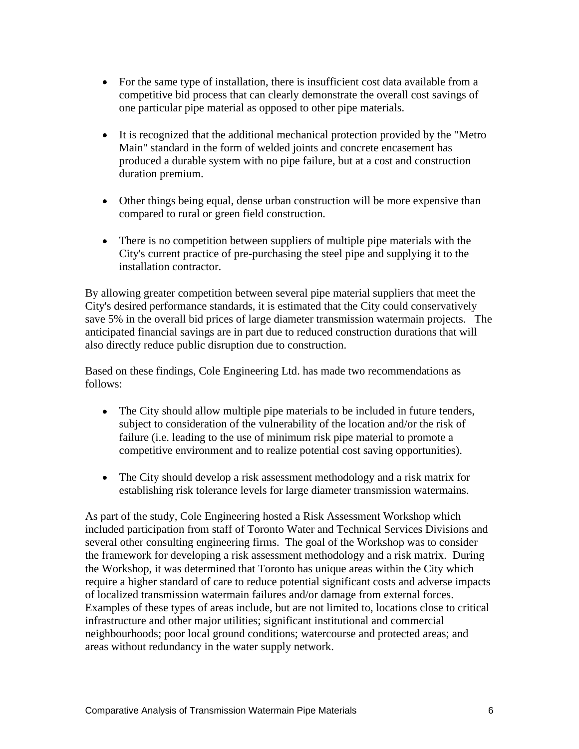- For the same type of installation, there is insufficient cost data available from a competitive bid process that can clearly demonstrate the overall cost savings of one particular pipe material as opposed to other pipe materials.

- It is recognized that the additional mechanical protection provided by the "Metro Main" standard in the form of welded joints and concrete encasement has produced a durable system with no pipe failure, but at a cost and construction duration premium.

- Other things being equal, dense urban construction will be more expensive than compared to rural or green field construction.

- There is no competition between suppliers of multiple pipe materials with the City's current practice of pre-purchasing the steel pipe and supplying it to the installation contractor.

By allowing greater competition between several pipe material suppliers that meet the City's desired performance standards, it is estimated that the City could conservatively save 5% in the overall bid prices of large diameter transmission watermain projects. The anticipated financial savings are in part due to reduced construction durations that will also directly reduce public disruption due to construction.

Based on these findings, Cole Engineering Ltd. has made two recommendations as follows:

- The City should allow multiple pipe materials to be included in future tenders, subject to consideration of the vulnerability of the location and/or the risk of failure (i.e. leading to the use of minimum risk pipe material to promote a competitive environment and to realize potential cost saving opportunities).

- The City should develop a risk assessment methodology and a risk matrix for establishing risk tolerance levels for large diameter transmission watermains.

As part of the study, Cole Engineering hosted a Risk Assessment Workshop which included participation from staff of Toronto Water and Technical Services Divisions and several other consulting engineering firms. The goal of the Workshop was to consider the framework for developing a risk assessment methodology and a risk matrix. During the Workshop, it was determined that Toronto has unique areas within the City which require a higher standard of care to reduce potential significant costs and adverse impacts of localized transmission watermain failures and/or damage from external forces. Examples of these types of areas include, but are not limited to, locations close to critical infrastructure and other major utilities; significant institutional and commercial neighbourhoods; poor local ground conditions; watercourse and protected areas; and areas without redundancy in the water supply network.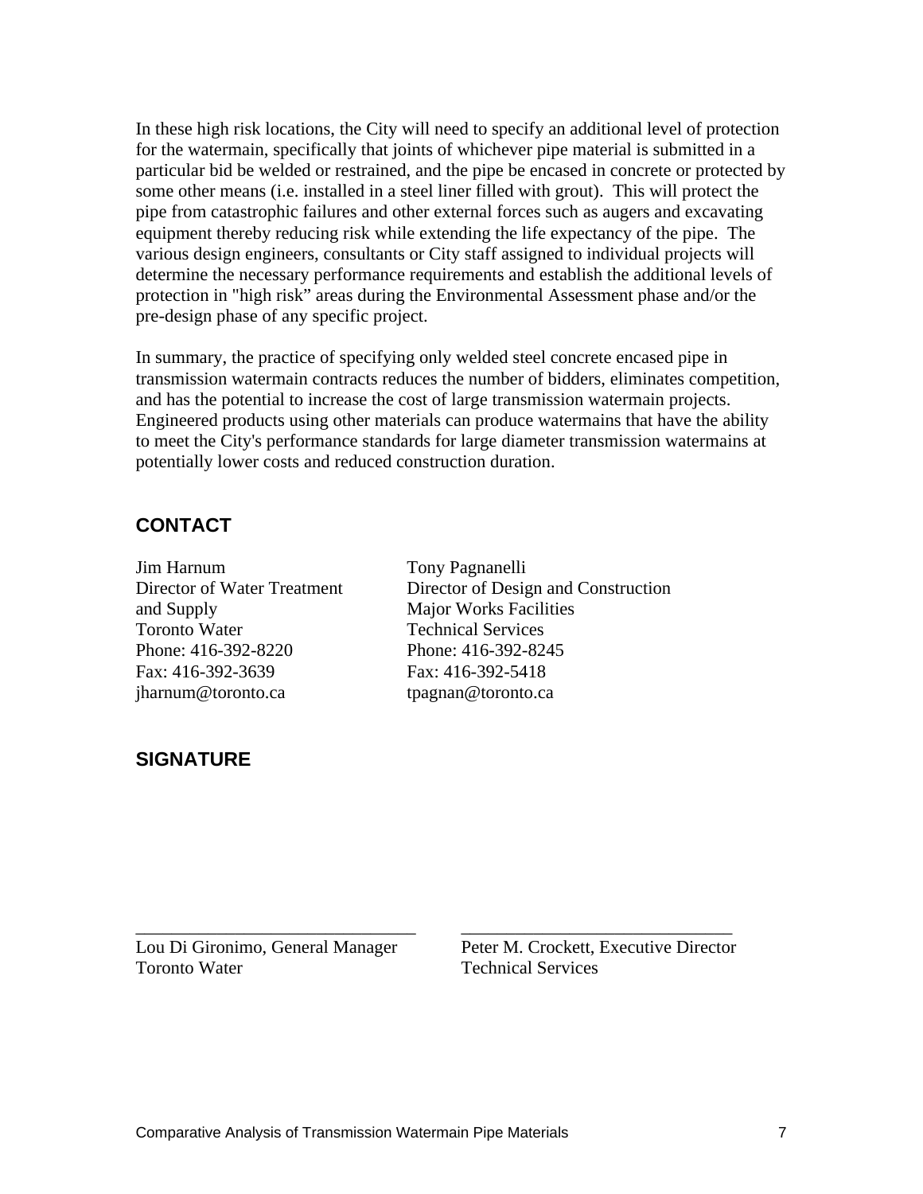In these high risk locations, the City will need to specify an additional level of protection for the watermain, specifically that joints of whichever pipe material is submitted in a particular bid be welded or restrained, and the pipe be encased in concrete or protected by some other means (i.e. installed in a steel liner filled with grout). This will protect the pipe from catastrophic failures and other external forces such as augers and excavating equipment thereby reducing risk while extending the life expectancy of the pipe. The various design engineers, consultants or City staff assigned to individual projects will determine the necessary performance requirements and establish the additional levels of protection in "high risk" areas during the Environmental Assessment phase and/or the pre-design phase of any specific project.

In summary, the practice of specifying only welded steel concrete encased pipe in transmission watermain contracts reduces the number of bidders, eliminates competition, and has the potential to increase the cost of large transmission watermain projects. Engineered products using other materials can produce watermains that have the ability to meet the City's performance standards for large diameter transmission watermains at potentially lower costs and reduced construction duration.

## CONTACT

Jim Harnum
Director of Water Treatment and Supply
Toronto Water
Phone: 416-392-8220
Fax: 416-392-3639
jharnum@toronto.ca

Tony Pagnanelli
Director of Design and Construction
Major Works Facilities
Technical Services
Phone: 416-392-8245
Fax: 416-392-5418
tpagnan@toronto.ca

## SIGNATURE

_______________________________
Lou Di Gironimo, General Manager
Toronto Water

_______________________________
Peter M. Crockett, Executive Director
Technical Services